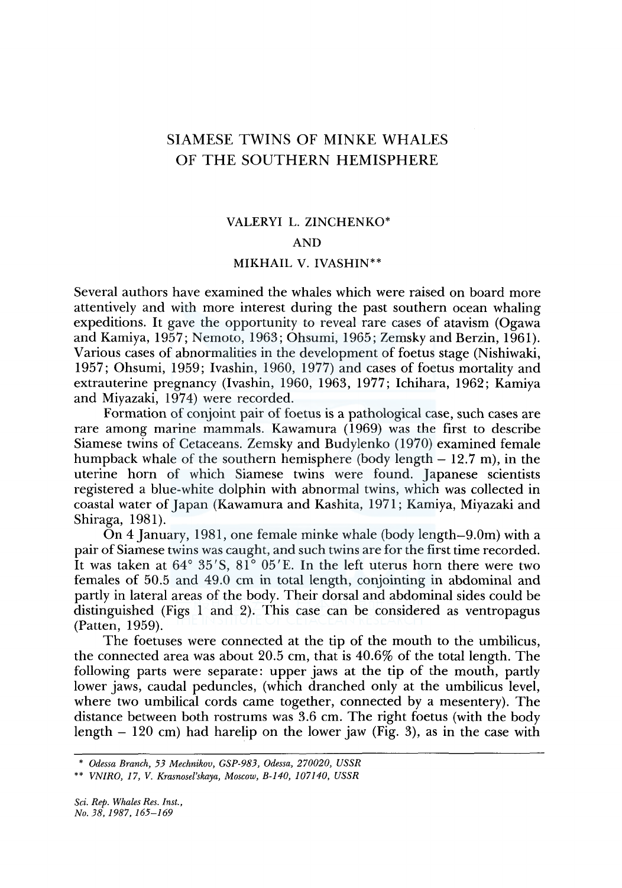# SIAMESE TWINS OF MINKE WHALES OF THE SOUTHERN HEMISPHERE

VALERYI L. ZINCHENKO*

AND

MIKHAIL V. IVASHIN**

Several authors have examined the whales which were raised on board more attentively and with more interest during the past southern ocean whaling expeditions. It gave the opportunity to reveal rare cases of atavism (Ogawa and Kamiya, 1957; Nemoto, 1963; Ohsumi, 1965; Zemsky and Berzin, 1961). Various cases of abnormalities in the development of foetus stage (Nishiwaki, 1957; Ohsumi, 1959; Ivashin, 1960, 1977) and cases of foetus mortality and extrauterine pregnancy (Ivashin, 1960, 1963, 1977; Ichihara, 1962; Kamiya and Miyazaki, 1974) were recorded.

Formation of conjoint pair of foetus is a pathological case, such cases are rare among marine mammals. Kawamura (1969) was the first to describe Siamese twins of Cetaceans. Zemsky and Budylenko (1970) examined female humpback whale of the southern hemisphere (body length – 12.7 m), in the uterine horn of which Siamese twins were found. Japanese scientists registered a blue-white dolphin with abnormal twins, which was collected in coastal water of Japan (Kawamura and Kashita, 1971; Kamiya, Miyazaki and Shiraga, 1981).

On 4 January, 1981, one female minke whale (body length–9.0m) with a pair of Siamese twins was caught, and such twins are for the first time recorded. It was taken at 64° 35'S, 81° 05'E. In the left uterus horn there were two females of 50.5 and 49.0 cm in total length, conjointing in abdominal and partly in lateral areas of the body. Their dorsal and abdominal sides could be distinguished (Figs 1 and 2). This case can be considered as ventropagus (Patten, 1959).

The foetuses were connected at the tip of the mouth to the umbilicus, the connected area was about 20.5 cm, that is 40.6% of the total length. The following parts were separate: upper jaws at the tip of the mouth, partly lower jaws, caudal peduncles, (which dranched only at the umbilicus level, where two umbilical cords came together, connected by a mesentery). The distance between both rostrums was 3.6 cm. The right foetus (with the body length – 120 cm) had harelip on the lower jaw (Fig. 3), as in the case with

\* *Odessa Branch, 53 Mechnikov, GSP-983, Odessa, 270020, USSR*

\*\* *VNIRO, 17, V. Krasnosel'skaya, Moscow, B-140, 107140, USSR*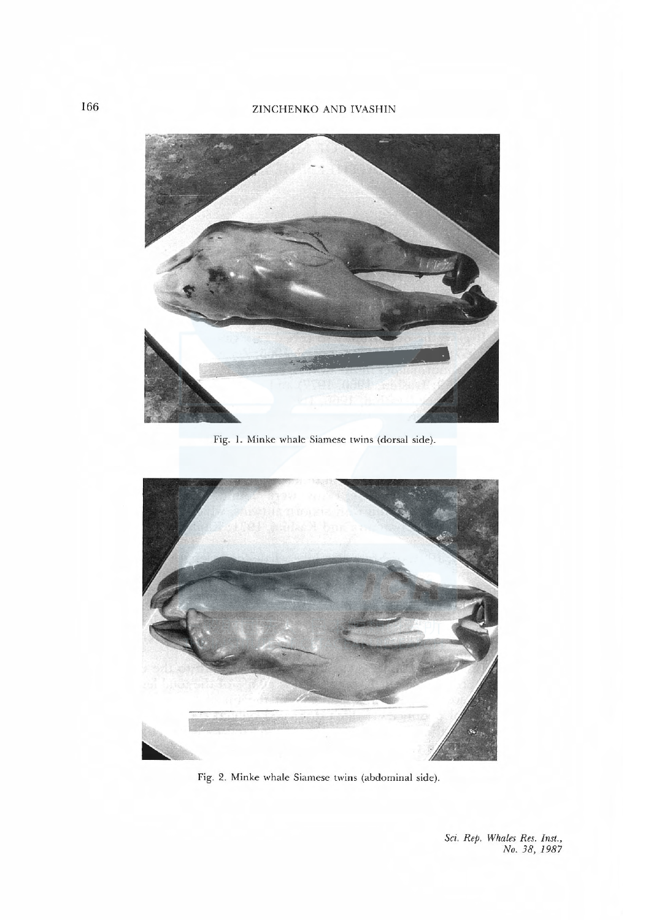Fig. 1. Minke whale Siamese twins (dorsal side).

Fig. 2. Minke whale Siamese twins (abdominal side).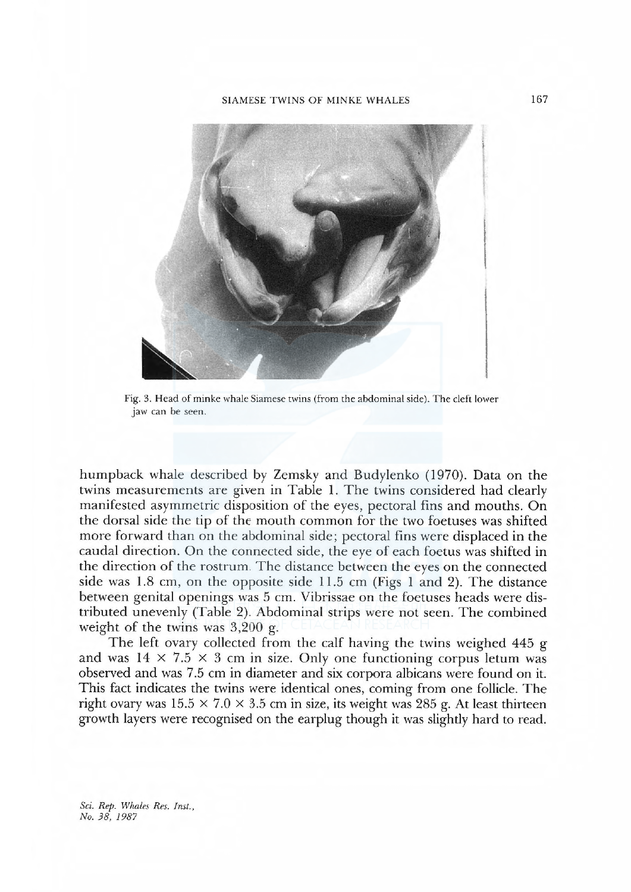Fig. 3. Head of minke whale Siamese twins (from the abdominal side). The cleft lower jaw can be seen.

humpback whale described by Zemsky and Budylenko (1970). Data on the twins measurements are given in Table 1. The twins considered had clearly manifested asymmetric disposition of the eyes, pectoral fins and mouths. On the dorsal side the tip of the mouth common for the two foetuses was shifted more forward than on the abdominal side; pectoral fins were displaced in the caudal direction. On the connected side, the eye of each foetus was shifted in the direction of the rostrum. The distance between the eyes on the connected side was 1.8 cm, on the opposite side 11.5 cm (Figs 1 and 2). The distance between genital openings was 5 cm. Vibrissae on the foetuses heads were distributed unevenly (Table 2). Abdominal strips were not seen. The combined weight of the twins was 3,200 g.

The left ovary collected from the calf having the twins weighed 445 g and was 14 × 7.5 × 3 cm in size. Only one functioning corpus letum was observed and was 7.5 cm in diameter and six corpora albicans were found on it. This fact indicates the twins were identical ones, coming from one follicle. The right ovary was 15.5 × 7.0 × 3.5 cm in size, its weight was 285 g. At least thirteen growth layers were recognised on the earplug though it was slightly hard to read.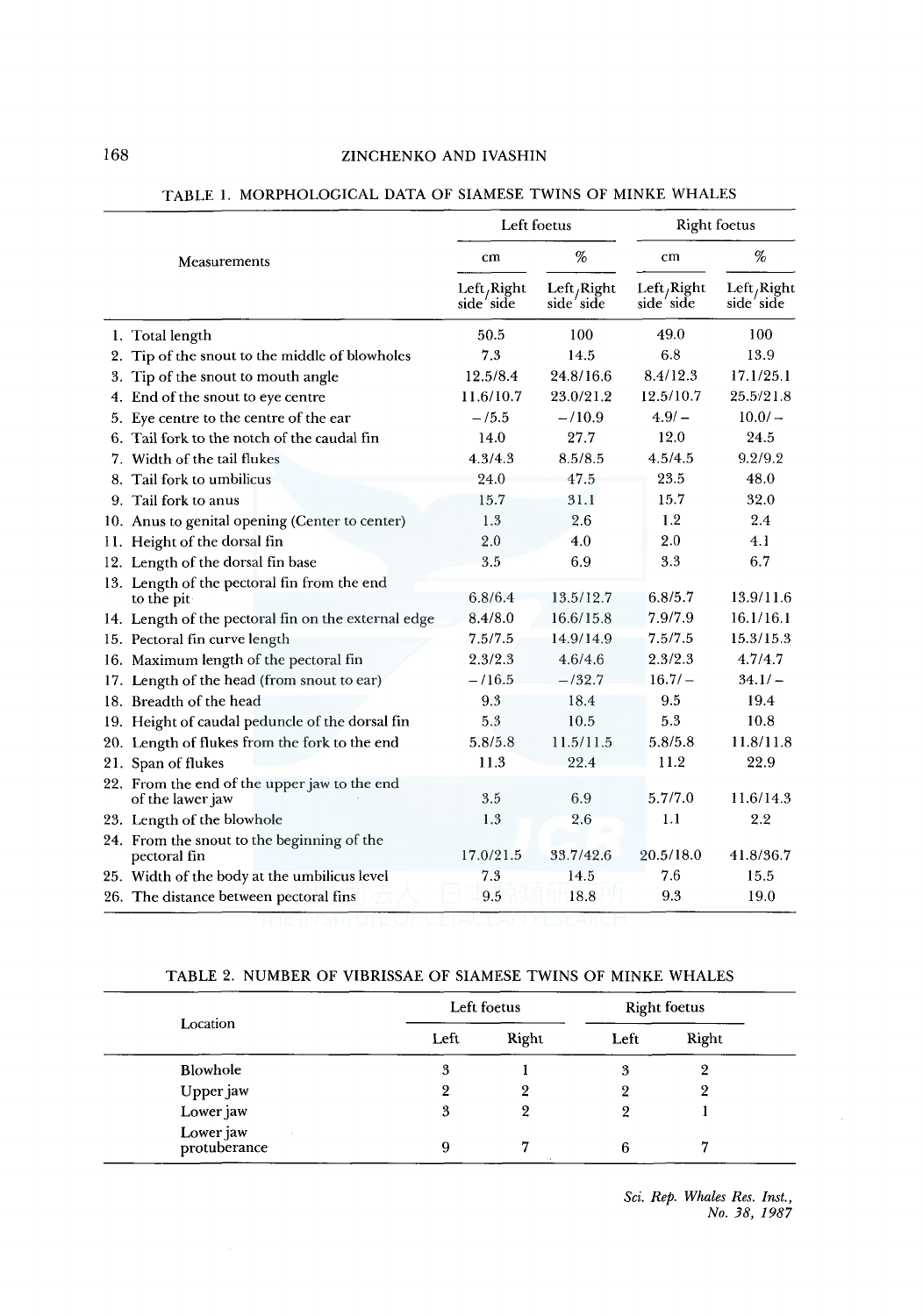TABLE 1. MORPHOLOGICAL DATA OF SIAMESE TWINS OF MINKE WHALES

| Measurements | Left foetus | | Right foetus | |
|---|---|---|---|---|
| | cm | % | cm | % |
| | Left/Right side/side | Left/Right side/side | Left/Right side/side | Left/Right side/side |
| 1. Total length | 50.5 | 100 | 49.0 | 100 |
| 2. Tip of the snout to the middle of blowholes | 7.3 | 14.5 | 6.8 | 13.9 |
| 3. Tip of the snout to mouth angle | 12.5/8.4 | 24.8/16.6 | 8.4/12.3 | 17.1/25.1 |
| 4. End of the snout to eye centre | 11.6/10.7 | 23.0/21.2 | 12.5/10.7 | 25.5/21.8 |
| 5. Eye centre to the centre of the ear | –/5.5 | –/10.9 | 4.9/– | 10.0/– |
| 6. Tail fork to the notch of the caudal fin | 14.0 | 27.7 | 12.0 | 24.5 |
| 7. Width of the tail flukes | 4.3/4.3 | 8.5/8.5 | 4.5/4.5 | 9.2/9.2 |
| 8. Tail fork to umbilicus | 24.0 | 47.5 | 23.5 | 48.0 |
| 9. Tail fork to anus | 15.7 | 31.1 | 15.7 | 32.0 |
| 10. Anus to genital opening (Center to center) | 1.3 | 2.6 | 1.2 | 2.4 |
| 11. Height of the dorsal fin | 2.0 | 4.0 | 2.0 | 4.1 |
| 12. Length of the dorsal fin base | 3.5 | 6.9 | 3.3 | 6.7 |
| 13. Length of the pectoral fin from the end to the pit | 6.8/6.4 | 13.5/12.7 | 6.8/5.7 | 13.9/11.6 |
| 14. Length of the pectoral fin on the external edge | 8.4/8.0 | 16.6/15.8 | 7.9/7.9 | 16.1/16.1 |
| 15. Pectoral fin curve length | 7.5/7.5 | 14.9/14.9 | 7.5/7.5 | 15.3/15.3 |
| 16. Maximum length of the pectoral fin | 2.3/2.3 | 4.6/4.6 | 2.3/2.3 | 4.7/4.7 |
| 17. Length of the head (from snout to ear) | –/16.5 | –/32.7 | 16.7/– | 34.1/– |
| 18. Breadth of the head | 9.3 | 18.4 | 9.5 | 19.4 |
| 19. Height of caudal peduncle of the dorsal fin | 5.3 | 10.5 | 5.3 | 10.8 |
| 20. Length of flukes from the fork to the end | 5.8/5.8 | 11.5/11.5 | 5.8/5.8 | 11.8/11.8 |
| 21. Span of flukes | 11.3 | 22.4 | 11.2 | 22.9 |
| 22. From the end of the upper jaw to the end of the lawer jaw | 3.5 | 6.9 | 5.7/7.0 | 11.6/14.3 |
| 23. Length of the blowhole | 1.3 | 2.6 | 1.1 | 2.2 |
| 24. From the snout to the beginning of the pectoral fin | 17.0/21.5 | 33.7/42.6 | 20.5/18.0 | 41.8/36.7 |
| 25. Width of the body at the umbilicus level | 7.3 | 14.5 | 7.6 | 15.5 |
| 26. The distance between pectoral fins | 9.5 | 18.8 | 9.3 | 19.0 |

TABLE 2. NUMBER OF VIBRISSAE OF SIAMESE TWINS OF MINKE WHALES

| Location | Left foetus | | Right foetus | |
|---|---|---|---|---|
| | Left | Right | Left | Right |
| Blowhole | 3 | 1 | 3 | 2 |
| Upper jaw | 2 | 2 | 2 | 2 |
| Lower jaw | 3 | 2 | 2 | 1 |
| Lower jaw protuberance | 9 | 7 | 6 | 7 |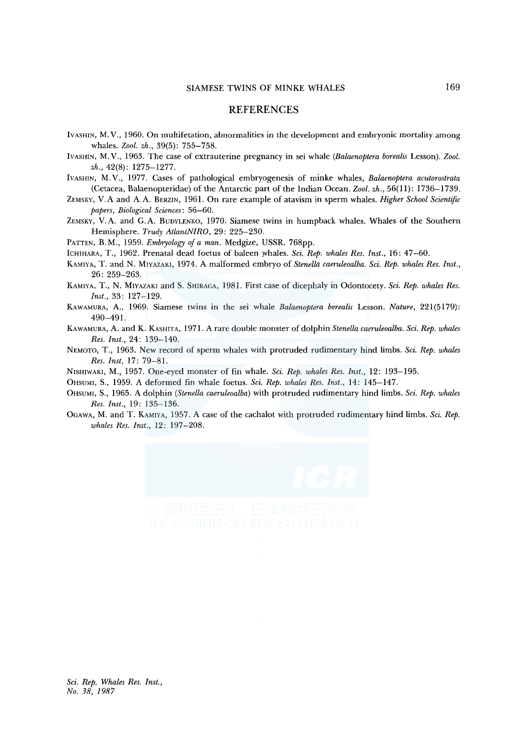## REFERENCES

IVASHIN, M.V., 1960. On multifetation, abnormalities in the development and embryonic mortality among whales. *Zool. zh.*, 39(5): 755–758.

IVASHIN, M.V., 1963. The case of extrauterine pregnancy in sei whale (*Balaenoptera borealis* Lesson). *Zool. zh.*, 42(8): 1275–1277.

IVASHIN, M.V., 1977. Cases of pathological embryogenesis of minke whales, *Balaenoptera acutorostrata* (Cetacea, Balaenopteridae) of the Antarctic part of the Indian Ocean. *Zool. zh.*, 56(11): 1736–1739.

ZEMSKY, V.A and A.A. BERZIN, 1961. On rare example of atavism in sperm whales. *Higher School Scientific papers, Biological Sciences*: 56–60.

ZEMSKY, V.A. and G.A. BUDYLENKO, 1970. Siamese twins in humpback whales. Whales of the Southern Hemisphere. *Trudy AtlantNIRO*, 29: 225–230.

PATTEN, B.M., 1959. *Embryology of a man*. Medgize, USSR. 768pp.

ICHIHARA, T., 1962. Prenatal dead foetus of baleen whales. *Sci. Rep. whales Res. Inst.*, 16: 47–60.

KAMIYA, T. and N. MIYAZAKI, 1974. A malformed embryo of *Stenella caeruleoalba*. *Sci. Rep. whales Res. Inst.*, 26: 259–263.

KAMIYA, T., N. MIYAZAKI and S. SHIRAGA, 1981. First case of dicephaly in Odontocety. *Sci. Rep. whales Res. Inst.*, 33: 127–129.

KAWAMURA, A., 1969. Siamese twins in the sei whale *Balaenoptera borealis* Lesson. *Nature*, 221(5179): 490–491.

KAWAMURA, A. and K. KASHITA, 1971. A rare double monster of dolphin *Stenella caeruleoalba*. *Sci. Rep. whales Res. Inst.*, 24: 139–140.

NEMOTO, T., 1963. New record of sperm whales with protruded rudimentary hind limbs. *Sci. Rep. whales Res. Inst*, 17: 79–81.

NISHIWAKI, M., 1957. One-eyed monster of fin whale. *Sci. Rep. whales Res. Inst.*, 12: 193–195.

OHSUMI, S., 1959. A deformed fin whale foetus. *Sci. Rep. whales Res. Inst.*, 14: 145–147.

OHSUMI, S., 1965. A dolphin (*Stenella caeruleoalba*) with protruded rudimentary hind limbs. *Sci. Rep. whales Res. Inst.*, 19: 135–136.

OGAWA, M. and T. KAMIYA, 1957. A case of the cachalot with protruded rudimentary hind limbs. *Sci. Rep. whales Res. Inst.*, 12: 197–208.